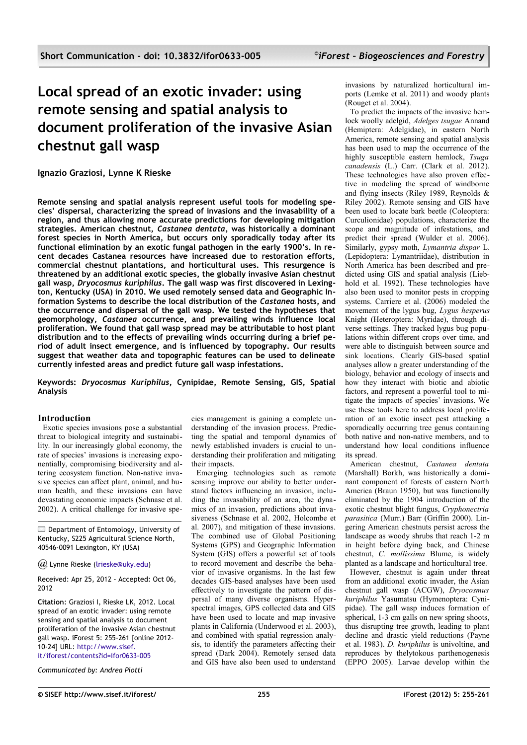# Local spread of an exotic invader: using remote sensing and spatial analysis to document proliferation of the invasive Asian chestnut gall wasp

**Ignazio Graziosi, Lynne K Rieske**

**Remote sensing and spatial analysis represent useful tools for modeling species' dispersal, characterizing the spread of invasions and the invasibility of a region, and thus allowing more accurate predictions for developing mitigation strategies. American chestnut, *Castanea dentata*, was historically a dominant forest species in North America, but occurs only sporadically today after its functional elimination by an exotic fungal pathogen in the early 1900's. In recent decades Castanea resources have increased due to restoration efforts, commercial chestnut plantations, and horticultural uses. This resurgence is threatened by an additional exotic species, the globally invasive Asian chestnut gall wasp, *Dryocosmus kuriphilus*. The gall wasp was first discovered in Lexington, Kentucky (USA) in 2010. We used remotely sensed data and Geographic Information Systems to describe the local distribution of the *Castanea* hosts, and the occurrence and dispersal of the gall wasp. We tested the hypotheses that geomorphology, *Castanea* occurrence, and prevailing winds influence local proliferation. We found that gall wasp spread may be attributable to host plant distribution and to the effects of prevailing winds occurring during a brief period of adult insect emergence, and is influenced by topography. Our results suggest that weather data and topographic features can be used to delineate currently infested areas and predict future gall wasp infestations.**

**Keywords: *Dryocosmus Kuriphilus*, Cynipidae, Remote Sensing, GIS, Spatial Analysis**

Department of Entomology, University of Kentucky, S225 Agricultural Science North, 40546-0091 Lexington, KY (USA)

@ Lynne Rieske (lrieske@uky.edu)

Received: Apr 25, 2012 - Accepted: Oct 06, 2012

**Citation**: Graziosi I, Rieske LK, 2012. Local spread of an exotic invader: using remote sensing and spatial analysis to document proliferation of the invasive Asian chestnut gall wasp. iForest 5: 255-261 [online 2012-10-24] URL: http://www.sisef.it/iforest/contents?id=ifor0633-005

*Communicated by: Andrea Piotti*

## Introduction

Exotic species invasions pose a substantial threat to biological integrity and sustainability. In our increasingly global economy, the rate of species' invasions is increasing exponentially, compromising biodiversity and altering ecosystem function. Non-native invasive species can affect plant, animal, and human health, and these invasions can have devastating economic impacts (Schnase et al. 2002). A critical challenge for invasive species management is gaining a complete understanding of the invasion process. Predicting the spatial and temporal dynamics of newly established invaders is crucial to understanding their proliferation and mitigating their impacts.

Emerging technologies such as remote sensing improve our ability to better understand factors influencing an invasion, including the invasibility of an area, the dynamics of an invasion, predictions about invasiveness (Schnase et al. 2002, Holcombe et al. 2007), and mitigation of these invasions. The combined use of Global Positioning Systems (GPS) and Geographic Information System (GIS) offers a powerful set of tools to record movement and describe the behavior of invasive organisms. In the last few decades GIS-based analyses have been used effectively to investigate the pattern of dispersal of many diverse organisms. Hyperspectral images, GPS collected data and GIS have been used to locate and map invasive plants in California (Underwood et al. 2003), and combined with spatial regression analysis, to identify the parameters affecting their spread (Dark 2004). Remotely sensed data and GIS have also been used to understand invasions by naturalized horticultural imports (Lemke et al. 2011) and woody plants (Rouget et al. 2004).

To predict the impacts of the invasive hemlock woolly adelgid, *Adelges tsugae* Annand (Hemiptera: Adelgidae), in eastern North America, remote sensing and spatial analysis has been used to map the occurrence of the highly susceptible eastern hemlock, *Tsuga canadensis* (L.) Carr. (Clark et al. 2012). These technologies have also proven effective in modeling the spread of windborne and flying insects (Riley 1989, Reynolds & Riley 2002). Remote sensing and GIS have been used to locate bark beetle (Coleoptera: Curculionidae) populations, characterize the scope and magnitude of infestations, and predict their spread (Wulder et al. 2006). Similarly, gypsy moth, *Lymantria dispar* L. (Lepidoptera: Lymantriidae), distribution in North America has been described and predicted using GIS and spatial analysis (Liebhold et al. 1992). These technologies have also been used to monitor pests in cropping systems. Carriere et al. (2006) modeled the movement of the lygus bug, *Lygus hesperus* Knight (Heteroptera: Myridae), through diverse settings. They tracked lygus bug populations within different crops over time, and were able to distinguish between source and sink locations. Clearly GIS-based spatial analyses allow a greater understanding of the biology, behavior and ecology of insects and how they interact with biotic and abiotic factors, and represent a powerful tool to mitigate the impacts of species' invasions. We use these tools here to address local proliferation of an exotic insect pest attacking a sporadically occurring tree genus containing both native and non-native members, and to understand how local conditions influence its spread.

American chestnut, *Castanea dentata* (Marshall) Borkh, was historically a dominant component of forests of eastern North America (Braun 1950), but was functionally eliminated by the 1904 introduction of the exotic chestnut blight fungus, *Cryphonectria parasitica* (Murr.) Barr (Griffin 2000). Lingering American chestnuts persist across the landscape as woody shrubs that reach 1-2 m in height before dying back, and Chinese chestnut, *C. mollissima* Blume, is widely planted as a landscape and horticultural tree.

However, chestnut is again under threat from an additional exotic invader, the Asian chestnut gall wasp (ACGW), *Dryocosmus kuriphilus* Yasumatsu (Hymenoptera: Cynipidae). The gall wasp induces formation of spherical, 1-3 cm galls on new spring shoots, thus disrupting tree growth, leading to plant decline and drastic yield reductions (Payne et al. 1983). *D. kuriphilus* is univoltine, and reproduces by thelytokous parthenogenesis (EPPO 2005). Larvae develop within the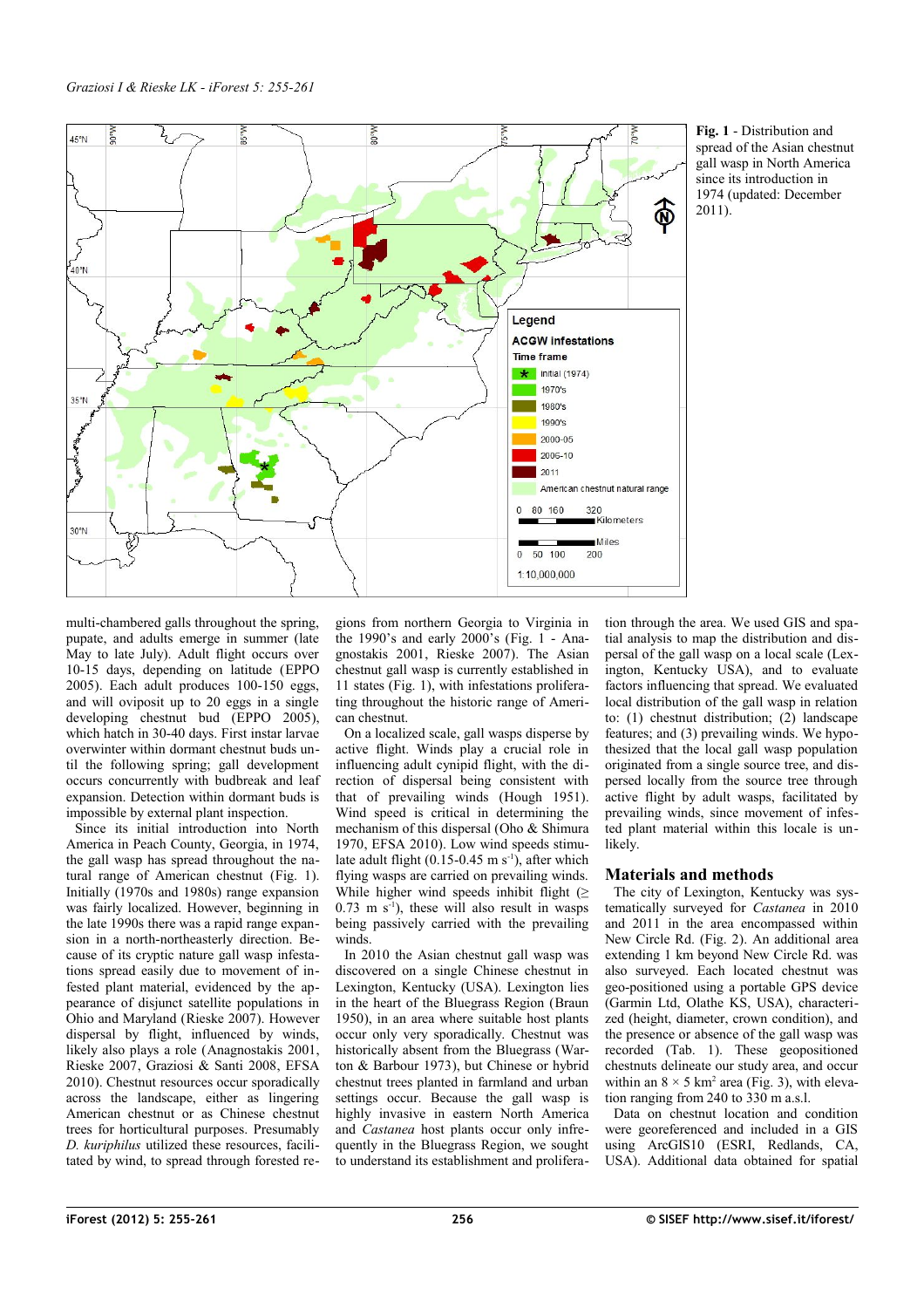**Fig. 1** - Distribution and spread of the Asian chestnut gall wasp in North America since its introduction in 1974 (updated: December 2011).

multi-chambered galls throughout the spring, pupate, and adults emerge in summer (late May to late July). Adult flight occurs over 10-15 days, depending on latitude (EPPO 2005). Each adult produces 100-150 eggs, and will oviposit up to 20 eggs in a single developing chestnut bud (EPPO 2005), which hatch in 30-40 days. First instar larvae overwinter within dormant chestnut buds until the following spring; gall development occurs concurrently with budbreak and leaf expansion. Detection within dormant buds is impossible by external plant inspection.

Since its initial introduction into North America in Peach County, Georgia, in 1974, the gall wasp has spread throughout the natural range of American chestnut (Fig. 1). Initially (1970s and 1980s) range expansion was fairly localized. However, beginning in the late 1990s there was a rapid range expansion in a north-northeasterly direction. Because of its cryptic nature gall wasp infestations spread easily due to movement of infested plant material, evidenced by the appearance of disjunct satellite populations in Ohio and Maryland (Rieske 2007). However dispersal by flight, influenced by winds, likely also plays a role (Anagnostakis 2001, Rieske 2007, Graziosi & Santi 2008, EFSA 2010). Chestnut resources occur sporadically across the landscape, either as lingering American chestnut or as Chinese chestnut trees for horticultural purposes. Presumably *D. kuriphilus* utilized these resources, facilitated by wind, to spread through forested regions from northern Georgia to Virginia in the 1990's and early 2000's (Fig. 1 - Anagnostakis 2001, Rieske 2007). The Asian chestnut gall wasp is currently established in 11 states (Fig. 1), with infestations proliferating throughout the historic range of American chestnut.

On a localized scale, gall wasps disperse by active flight. Winds play a crucial role in influencing adult cynipid flight, with the direction of dispersal being consistent with that of prevailing winds (Hough 1951). Wind speed is critical in determining the mechanism of this dispersal (Oho & Shimura 1970, EFSA 2010). Low wind speeds stimulate adult flight (0.15-0.45 m $s^{-1}$), after which flying wasps are carried on prevailing winds. While higher wind speeds inhibit flight (≥ 0.73 m $s^{-1}$), these will also result in wasps being passively carried with the prevailing winds.

In 2010 the Asian chestnut gall wasp was discovered on a single Chinese chestnut in Lexington, Kentucky (USA). Lexington lies in the heart of the Bluegrass Region (Braun 1950), in an area where suitable host plants occur only very sporadically. Chestnut was historically absent from the Bluegrass (Warton & Barbour 1973), but Chinese or hybrid chestnut trees planted in farmland and urban settings occur. Because the gall wasp is highly invasive in eastern North America and *Castanea* host plants occur only infrequently in the Bluegrass Region, we sought to understand its establishment and proliferation through the area. We used GIS and spatial analysis to map the distribution and dispersal of the gall wasp on a local scale (Lexington, Kentucky USA), and to evaluate factors influencing that spread. We evaluated local distribution of the gall wasp in relation to: (1) chestnut distribution; (2) landscape features; and (3) prevailing winds. We hypothesized that the local gall wasp population originated from a single source tree, and dispersed locally from the source tree through active flight by adult wasps, facilitated by prevailing winds, since movement of infested plant material within this locale is unlikely.

## Materials and methods

The city of Lexington, Kentucky was systematically surveyed for *Castanea* in 2010 and 2011 in the area encompassed within New Circle Rd. (Fig. 2). An additional area extending 1 km beyond New Circle Rd. was also surveyed. Each located chestnut was geo-positioned using a portable GPS device (Garmin Ltd, Olathe KS, USA), characterized (height, diameter, crown condition), and the presence or absence of the gall wasp was recorded (Tab. 1). These geopositioned chestnuts delineate our study area, and occur within an 8 × 5 $km^2$ area (Fig. 3), with elevation ranging from 240 to 330 m a.s.l.

Data on chestnut location and condition were georeferenced and included in a GIS using ArcGIS10 (ESRI, Redlands, CA, USA). Additional data obtained for spatial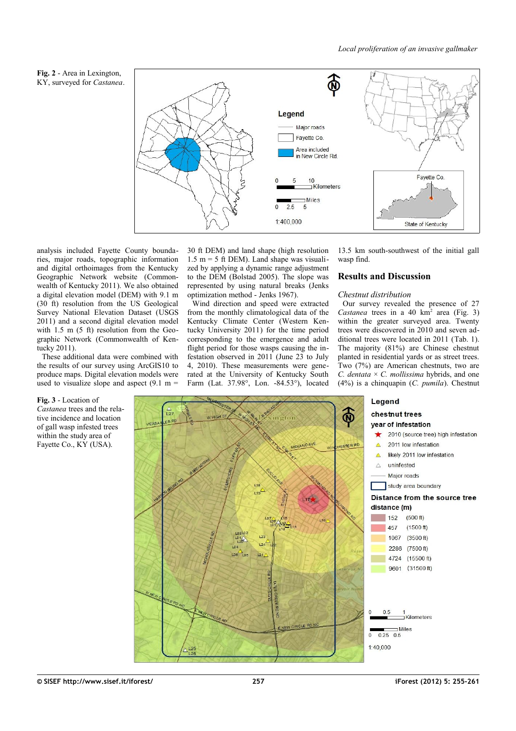Fig. 2 - Area in Lexington, KY, surveyed for *Castanea*.

analysis included Fayette County boundaries, major roads, topographic information and digital orthoimages from the Kentucky Geographic Network website (Commonwealth of Kentucky 2011). We also obtained a digital elevation model (DEM) with 9.1 m (30 ft) resolution from the US Geological Survey National Elevation Dataset (USGS 2011) and a second digital elevation model with 1.5 m (5 ft) resolution from the Geographic Network (Commonwealth of Kentucky 2011).

These additional data were combined with the results of our survey using ArcGIS10 to produce maps. Digital elevation models were used to visualize slope and aspect (9.1 m = 30 ft DEM) and land shape (high resolution 1.5 m = 5 ft DEM). Land shape was visualized by applying a dynamic range adjustment to the DEM (Bolstad 2005). The slope was represented by using natural breaks (Jenks optimization method - Jenks 1967).

Wind direction and speed were extracted from the monthly climatological data of the Kentucky Climate Center (Western Kentucky University 2011) for the time period corresponding to the emergence and adult flight period for those wasps causing the infestation observed in 2011 (June 23 to July 4, 2010). These measurements were generated at the University of Kentucky South Farm (Lat. 37.98°, Lon. -84.53°), located 13.5 km south-southwest of the initial gall wasp find.

## Results and Discussion

### Chestnut distribution

Our survey revealed the presence of 27 *Castanea* trees in a 40 km$^2$ area (Fig. 3) within the greater surveyed area. Twenty trees were discovered in 2010 and seven additional trees were located in 2011 (Tab. 1). The majority (81%) are Chinese chestnut planted in residential yards or as street trees. Two (7%) are American chestnuts, two are *C. dentata* × *C. mollissima* hybrids, and one (4%) is a chinquapin (*C. pumila*). Chestnut

Fig. 3 - Location of *Castanea* trees and the relative incidence and location of gall wasp infested trees within the study area of Fayette Co., KY (USA).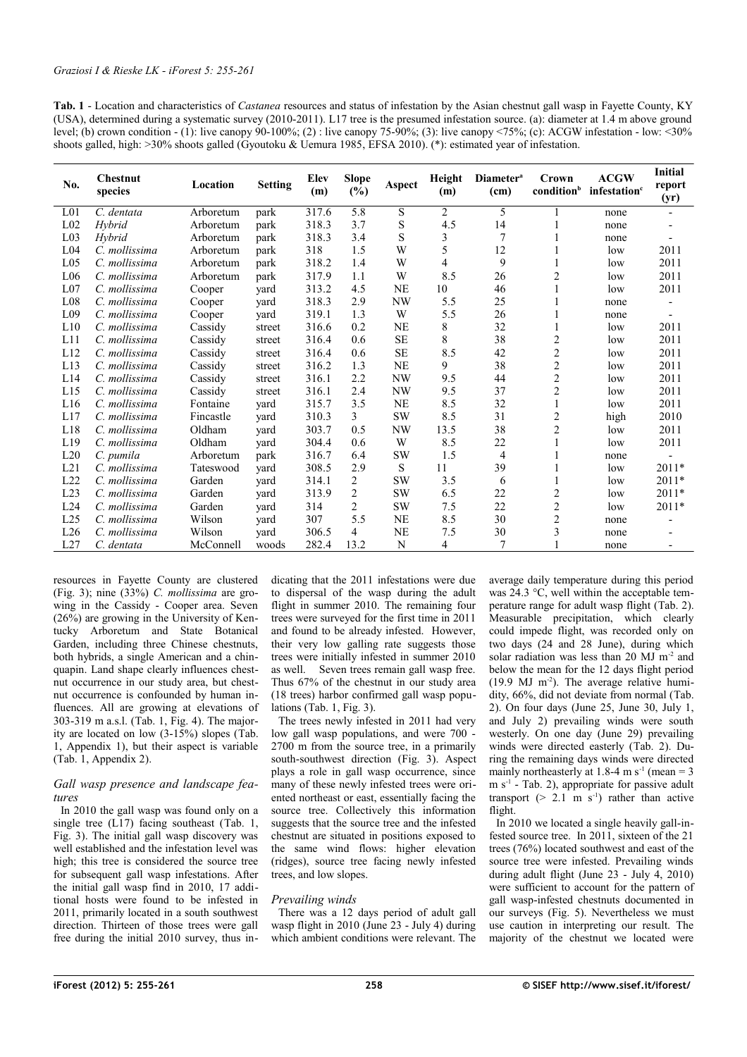**Tab. 1** - Location and characteristics of *Castanea* resources and status of infestation by the Asian chestnut gall wasp in Fayette County, KY (USA), determined during a systematic survey (2010-2011). L17 tree is the presumed infestation source. (a): diameter at 1.4 m above ground level; (b) crown condition - (1): live canopy 90-100%; (2) : live canopy 75-90%; (3): live canopy <75%; (c): ACGW infestation - low: <30% shoots galled, high: >30% shoots galled (Gyoutoku & Uemura 1985, EFSA 2010). (*): estimated year of infestation.

| No. | Chestnut species | Location | Setting | Elev (m) | Slope (%) | Aspect | Height (m) | Diameter[a] (cm) | Crown condition[b] | ACGW infestation[c] | Initial report (yr) |
|---|---|---|---|---|---|---|---|---|---|---|---|
| L01 | *C. dentata* | Arboretum | park | 317.6 | 5.8 | S | 2 | 5 | 1 | none | - |
| L02 | *Hybrid* | Arboretum | park | 318.3 | 3.7 | S | 4.5 | 14 | 1 | none | - |
| L03 | *Hybrid* | Arboretum | park | 318.3 | 3.4 | S | 3 | 7 | 1 | none | - |
| L04 | *C. mollissima* | Arboretum | park | 318 | 1.5 | W | 5 | 12 | 1 | low | 2011 |
| L05 | *C. mollissima* | Arboretum | park | 318.2 | 1.4 | W | 4 | 9 | 1 | low | 2011 |
| L06 | *C. mollissima* | Arboretum | park | 317.9 | 1.1 | W | 8.5 | 26 | 2 | low | 2011 |
| L07 | *C. mollissima* | Cooper | yard | 313.2 | 4.5 | NE | 10 | 46 | 1 | low | 2011 |
| L08 | *C. mollissima* | Cooper | yard | 318.3 | 2.9 | NW | 5.5 | 25 | 1 | none | - |
| L09 | *C. mollissima* | Cooper | yard | 319.1 | 1.3 | W | 5.5 | 26 | 1 | none | - |
| L10 | *C. mollissima* | Cassidy | street | 316.6 | 0.2 | NE | 8 | 32 | 1 | low | 2011 |
| L11 | *C. mollissima* | Cassidy | street | 316.4 | 0.6 | SE | 8 | 38 | 2 | low | 2011 |
| L12 | *C. mollissima* | Cassidy | street | 316.4 | 0.6 | SE | 8.5 | 42 | 2 | low | 2011 |
| L13 | *C. mollissima* | Cassidy | street | 316.2 | 1.3 | NE | 9 | 38 | 2 | low | 2011 |
| L14 | *C. mollissima* | Cassidy | street | 316.1 | 2.2 | NW | 9.5 | 44 | 2 | low | 2011 |
| L15 | *C. mollissima* | Cassidy | street | 316.1 | 2.4 | NW | 9.5 | 37 | 2 | low | 2011 |
| L16 | *C. mollissima* | Fontaine | yard | 315.7 | 3.5 | NE | 8.5 | 32 | 1 | low | 2011 |
| L17 | *C. mollissima* | Fincastle | yard | 310.3 | 3 | SW | 8.5 | 31 | 2 | high | 2010 |
| L18 | *C. mollissima* | Oldham | yard | 303.7 | 0.5 | NW | 13.5 | 38 | 2 | low | 2011 |
| L19 | *C. mollissima* | Oldham | yard | 304.4 | 0.6 | W | 8.5 | 22 | 1 | low | 2011 |
| L20 | *C. pumila* | Arboretum | park | 316.7 | 6.4 | SW | 1.5 | 4 | 1 | none | - |
| L21 | *C. mollissima* | Tateswood | yard | 308.5 | 2.9 | S | 11 | 39 | 1 | low | 2011* |
| L22 | *C. mollissima* | Garden | yard | 314.1 | 2 | SW | 3.5 | 6 | 1 | low | 2011* |
| L23 | *C. mollissima* | Garden | yard | 313.9 | 2 | SW | 6.5 | 22 | 2 | low | 2011* |
| L24 | *C. mollissima* | Garden | yard | 314 | 2 | SW | 7.5 | 22 | 2 | low | 2011* |
| L25 | *C. mollissima* | Wilson | yard | 307 | 5.5 | NE | 8.5 | 30 | 2 | none | - |
| L26 | *C. mollissima* | Wilson | yard | 306.5 | 4 | NE | 7.5 | 30 | 3 | none | - |
| L27 | *C. dentata* | McConnell | woods | 282.4 | 13.2 | N | 4 | 7 | 1 | none | - |

resources in Fayette County are clustered (Fig. 3); nine (33%) *C. mollissima* are growing in the Cassidy - Cooper area. Seven (26%) are growing in the University of Kentucky Arboretum and State Botanical Garden, including three Chinese chestnuts, both hybrids, a single American and a chinquapin. Land shape clearly influences chestnut occurrence in our study area, but chestnut occurrence is confounded by human influences. All are growing at elevations of 303-319 m a.s.l. (Tab. 1, Fig. 4). The majority are located on low (3-15%) slopes (Tab. 1, Appendix 1), but their aspect is variable (Tab. 1, Appendix 2).

### Gall wasp presence and landscape features

In 2010 the gall wasp was found only on a single tree (L17) facing southeast (Tab. 1, Fig. 3). The initial gall wasp discovery was well established and the infestation level was high; this tree is considered the source tree for subsequent gall wasp infestations. After the initial gall wasp find in 2010, 17 additional hosts were found to be infested in 2011, primarily located in a south southwest direction. Thirteen of those trees were gall free during the initial 2010 survey, thus indicating that the 2011 infestations were due to dispersal of the wasp during the adult flight in summer 2010. The remaining four trees were surveyed for the first time in 2011 and found to be already infested. However, their very low galling rate suggests those trees were initially infested in summer 2010 as well. Seven trees remain gall wasp free. Thus 67% of the chestnut in our study area (18 trees) harbor confirmed gall wasp populations (Tab. 1, Fig. 3).

The trees newly infested in 2011 had very low gall wasp populations, and were 700 - 2700 m from the source tree, in a primarily south-southwest direction (Fig. 3). Aspect plays a role in gall wasp occurrence, since many of these newly infested trees were oriented northeast or east, essentially facing the source tree. Collectively this information suggests that the source tree and the infested chestnut are situated in positions exposed to the same wind flows: higher elevation (ridges), source tree facing newly infested trees, and low slopes.

### Prevailing winds

There was a 12 days period of adult gall wasp flight in 2010 (June 23 - July 4) during which ambient conditions were relevant. The average daily temperature during this period was 24.3 °C, well within the acceptable temperature range for adult wasp flight (Tab. 2). Measurable precipitation, which clearly could impede flight, was recorded only on two days (24 and 28 June), during which solar radiation was less than 20 MJ $m^{-2}$ and below the mean for the 12 days flight period (19.9 MJ $m^{-2}$). The average relative humidity, 66%, did not deviate from normal (Tab. 2). On four days (June 25, June 30, July 1, and July 2) prevailing winds were south westerly. On one day (June 29) prevailing winds were directed easterly (Tab. 2). During the remaining days winds were directed mainly northeasterly at 1.8-4 m $s^{-1}$ (mean = 3 m $s^{-1}$ - Tab. 2), appropriate for passive adult transport (> 2.1 m $s^{-1}$) rather than active flight.

In 2010 we located a single heavily gall-infested source tree. In 2011, sixteen of the 21 trees (76%) located southwest and east of the source tree were infested. Prevailing winds during adult flight (June 23 - July 4, 2010) were sufficient to account for the pattern of gall wasp-infested chestnuts documented in our surveys (Fig. 5). Nevertheless we must use caution in interpreting our result. The majority of the chestnut we located were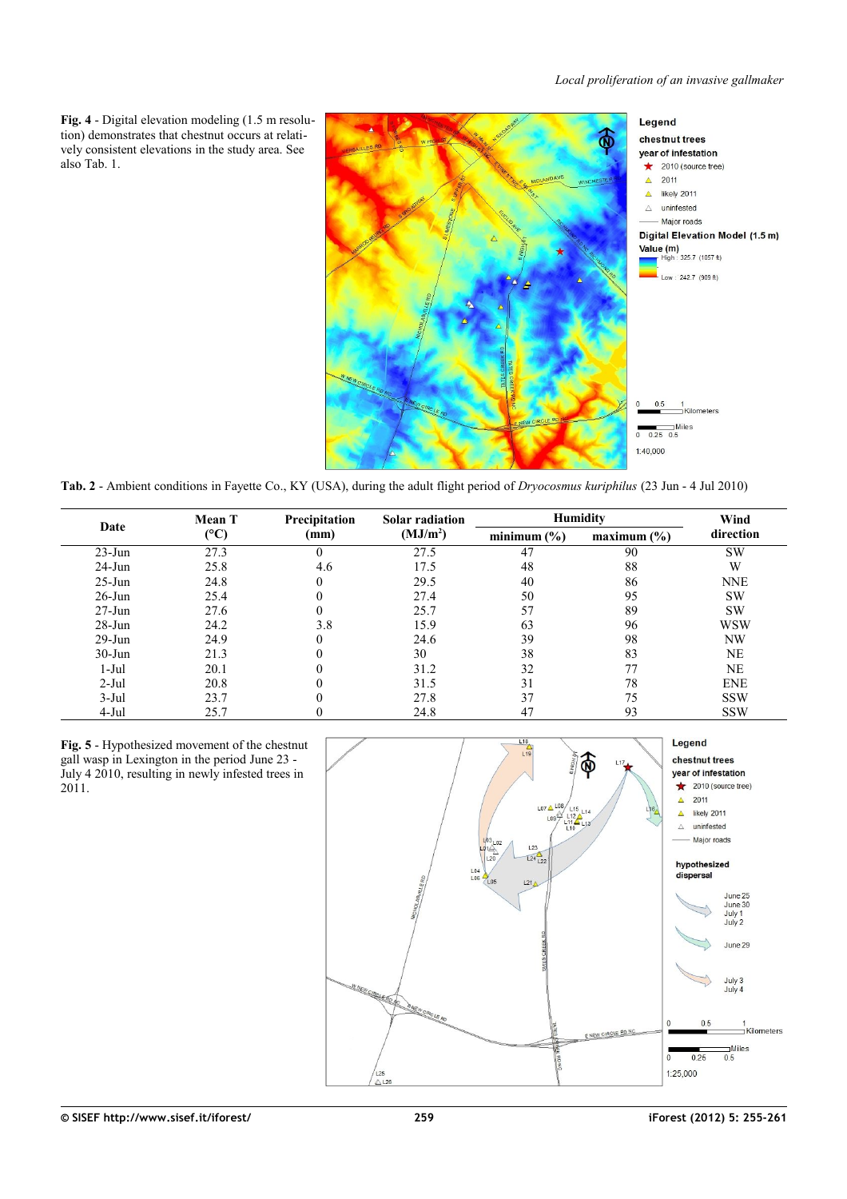**Fig. 4** - Digital elevation modeling (1.5 m resolution) demonstrates that chestnut occurs at relatively consistent elevations in the study area. See also Tab. 1.

**Tab. 2** - Ambient conditions in Fayette Co., KY (USA), during the adult flight period of *Dryocosmus kuriphilus* (23 Jun - 4 Jul 2010)

| Date | Mean T (°C) | Precipitation (mm) | Solar radiation (MJ/m$^2$) | Humidity | | Wind direction |
|---|---|---|---|---|---|---|
| | | | | minimum (%) | maximum (%) | |
| 23-Jun | 27.3 | 0 | 27.5 | 47 | 90 | SW |
| 24-Jun | 25.8 | 4.6 | 17.5 | 48 | 88 | W |
| 25-Jun | 24.8 | 0 | 29.5 | 40 | 86 | NNE |
| 26-Jun | 25.4 | 0 | 27.4 | 50 | 95 | SW |
| 27-Jun | 27.6 | 0 | 25.7 | 57 | 89 | SW |
| 28-Jun | 24.2 | 3.8 | 15.9 | 63 | 96 | WSW |
| 29-Jun | 24.9 | 0 | 24.6 | 39 | 98 | NW |
| 30-Jun | 21.3 | 0 | 30 | 38 | 83 | NE |
| 1-Jul | 20.1 | 0 | 31.2 | 32 | 77 | NE |
| 2-Jul | 20.8 | 0 | 31.5 | 31 | 78 | ENE |
| 3-Jul | 23.7 | 0 | 27.8 | 37 | 75 | SSW |
| 4-Jul | 25.7 | 0 | 24.8 | 47 | 93 | SSW |

**Fig. 5** - Hypothesized movement of the chestnut gall wasp in Lexington in the period June 23 - July 4 2010, resulting in newly infested trees in 2011.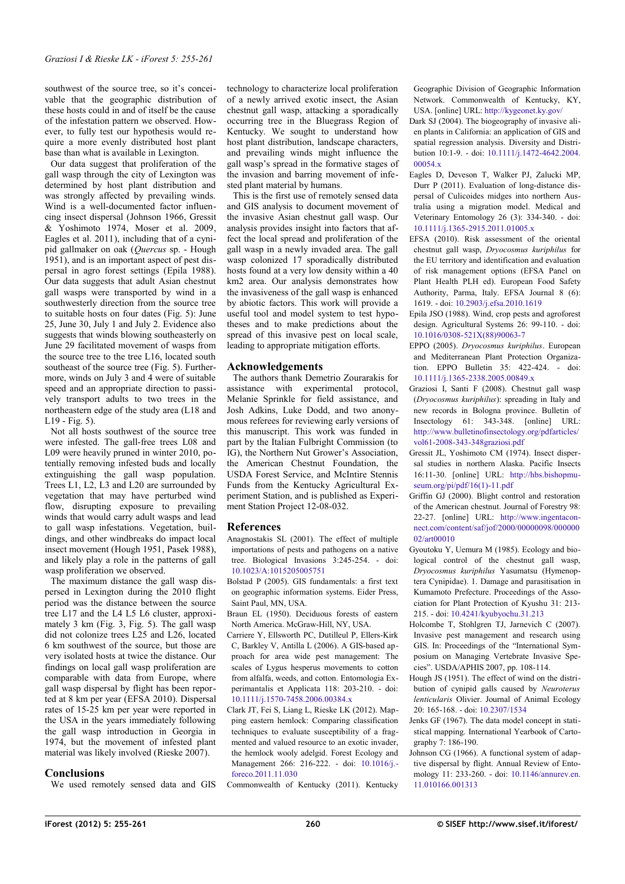southwest of the source tree, so it's conceivable that the geographic distribution of these hosts could in and of itself be the cause of the infestation pattern we observed. However, to fully test our hypothesis would require a more evenly distributed host plant base than what is available in Lexington.

Our data suggest that proliferation of the gall wasp through the city of Lexington was determined by host plant distribution and was strongly affected by prevailing winds. Wind is a well-documented factor influencing insect dispersal (Johnson 1966, Gressit & Yoshimoto 1974, Moser et al. 2009, Eagles et al. 2011), including that of a cynipid gallmaker on oak (*Quercus* sp. - Hough 1951), and is an important aspect of pest dispersal in agro forest settings (Epila 1988). Our data suggests that adult Asian chestnut gall wasps were transported by wind in a southwesterly direction from the source tree to suitable hosts on four dates (Fig. 5): June 25, June 30, July 1 and July 2. Evidence also suggests that winds blowing southeasterly on June 29 facilitated movement of wasps from the source tree to the tree L16, located south southeast of the source tree (Fig. 5). Furthermore, winds on July 3 and 4 were of suitable speed and an appropriate direction to passively transport adults to two trees in the northeastern edge of the study area (L18 and L19 - Fig. 5).

Not all hosts southwest of the source tree were infested. The gall-free trees L08 and L09 were heavily pruned in winter 2010, potentially removing infested buds and locally extinguishing the gall wasp population. Trees L1, L2, L3 and L20 are surrounded by vegetation that may have perturbed wind flow, disrupting exposure to prevailing winds that would carry adult wasps and lead to gall wasp infestations. Vegetation, buildings, and other windbreaks do impact local insect movement (Hough 1951, Pasek 1988), and likely play a role in the patterns of gall wasp proliferation we observed.

The maximum distance the gall wasp dispersed in Lexington during the 2010 flight period was the distance between the source tree L17 and the L4 L5 L6 cluster, approximately 3 km (Fig. 3, Fig. 5). The gall wasp did not colonize trees L25 and L26, located 6 km southwest of the source, but those are very isolated hosts at twice the distance. Our findings on local gall wasp proliferation are comparable with data from Europe, where gall wasp dispersal by flight has been reported at 8 km per year (EFSA 2010). Dispersal rates of 15-25 km per year were reported in the USA in the years immediately following the gall wasp introduction in Georgia in 1974, but the movement of infested plant material was likely involved (Rieske 2007).

## Conclusions

We used remotely sensed data and GIS technology to characterize local proliferation of a newly arrived exotic insect, the Asian chestnut gall wasp, attacking a sporadically occurring tree in the Bluegrass Region of Kentucky. We sought to understand how host plant distribution, landscape characters, and prevailing winds might influence the gall wasp's spread in the formative stages of the invasion and barring movement of infested plant material by humans.

This is the first use of remotely sensed data and GIS analysis to document movement of the invasive Asian chestnut gall wasp. Our analysis provides insight into factors that affect the local spread and proliferation of the gall wasp in a newly invaded area. The gall wasp colonized 17 sporadically distributed hosts found at a very low density within a 40 km2 area. Our analysis demonstrates how the invasiveness of the gall wasp is enhanced by abiotic factors. This work will provide a useful tool and model system to test hypotheses and to make predictions about the spread of this invasive pest on local scale, leading to appropriate mitigation efforts.

## Acknowledgements

The authors thank Demetrio Zourarakis for assistance with experimental protocol, Melanie Sprinkle for field assistance, and Josh Adkins, Luke Dodd, and two anonymous referees for reviewing early versions of this manuscript. This work was funded in part by the Italian Fulbright Commission (to IG), the Northern Nut Grower's Association, the American Chestnut Foundation, the USDA Forest Service, and McIntire Stennis Funds from the Kentucky Agricultural Experiment Station, and is published as Experiment Station Project 12-08-032.

## References

Anagnostakis SL (2001). The effect of multiple importations of pests and pathogens on a native tree. Biological Invasions 3:245-254. - doi: 10.1023/A:1015205005751

Bolstad P (2005). GIS fundamentals: a first text on geographic information systems. Eider Press, Saint Paul, MN, USA.

Braun EL (1950). Deciduous forests of eastern North America. McGraw-Hill, NY, USA.

Carriere Y, Ellsworth PC, Dutilleul P, Ellers-Kirk C, Barkley V, Antilla L (2006). A GIS-based approach for area wide pest management: The scales of Lygus hesperus movements to cotton from alfalfa, weeds, and cotton. Entomologia Experimantalis et Applicata 118: 203-210. - doi: 10.1111/j.1570-7458.2006.00384.x

Clark JT, Fei S, Liang L, Rieske LK (2012). Mapping eastern hemlock: Comparing classification techniques to evaluate susceptibility of a fragmented and valued resource to an exotic invader, the hemlock wooly adelgid. Forest Ecology and Management 266: 216-222. - doi: 10.1016/j.foreco.2011.11.030

Commonwealth of Kentucky (2011). Kentucky Geographic Division of Geographic Information Network. Commonwealth of Kentucky, KY, USA. [online] URL: http://kygeonet.ky.gov/

Dark SJ (2004). The biogeography of invasive alien plants in California: an application of GIS and spatial regression analysis. Diversity and Distribution 10:1-9. - doi: 10.1111/j.1472-4642.2004.00054.x

Eagles D, Deveson T, Walker PJ, Zalucki MP, Durr P (2011). Evaluation of long-distance dispersal of Culicoides midges into northern Australia using a migration model. Medical and Veterinary Entomology 26 (3): 334-340. - doi: 10.1111/j.1365-2915.2011.01005.x

EFSA (2010). Risk assessment of the oriental chestnut gall wasp, *Dryocosmus kuriphilus* for the EU territory and identification and evaluation of risk management options (EFSA Panel on Plant Health PLH ed). European Food Safety Authority, Parma, Italy. EFSA Journal 8 (6): 1619. - doi: 10.2903/j.efsa.2010.1619

Epila JSO (1988). Wind, crop pests and agroforest design. Agricultural Systems 26: 99-110. - doi: 10.1016/0308-521X(88)90063-7

EPPO (2005). *Dryocosmus kuriphilus*. European and Mediterranean Plant Protection Organization. EPPO Bulletin 35: 422-424. - doi: 10.1111/j.1365-2338.2005.00849.x

Graziosi I, Santi F (2008). Chestnut gall wasp (*Dryocosmus kuriphilus*): spreading in Italy and new records in Bologna province. Bulletin of Insectology 61: 343-348. [online] URL: http://www.bulletinofinsectology.org/pdfarticles/vol61-2008-343-348graziosi.pdf

Gressit JL, Yoshimoto CM (1974). Insect dispersal studies in northern Alaska. Pacific Insects 16:11-30. [online] URL: http://hbs.bishopmuseum.org/pi/pdf/16(1)-11.pdf

Griffin GJ (2000). Blight control and restoration of the American chestnut. Journal of Forestry 98: 22-27. [online] URL: http://www.ingentaconnect.com/content/saf/jof/2000/00000098/00000002/art00010

Gyoutoku Y, Uemura M (1985). Ecology and biological control of the chestnut gall wasp, *Dryocosmus kuriphilus* Yasumatsu (Hymenoptera Cynipidae). 1. Damage and parasitisation in Kumamoto Prefecture. Proceedings of the Association for Plant Protection of Kyushu 31: 213-215. - doi: 10.4241/kyubyochu.31.213

Holcombe T, Stohlgren TJ, Jarnevich C (2007). Invasive pest management and research using GIS. In: Proceedings of the "International Symposium on Managing Vertebrate Invasive Species". USDA/APHIS 2007, pp. 108-114.

Hough JS (1951). The effect of wind on the distribution of cynipid galls caused by *Neuroterus lenticularis* Olivier. Journal of Animal Ecology 20: 165-168. - doi: 10.2307/1534

Jenks GF (1967). The data model concept in statistical mapping. International Yearbook of Cartography 7: 186-190.

Johnson CG (1966). A functional system of adaptive dispersal by flight. Annual Review of Entomology 11: 233-260. - doi: 10.1146/annurev.en.11.010166.001313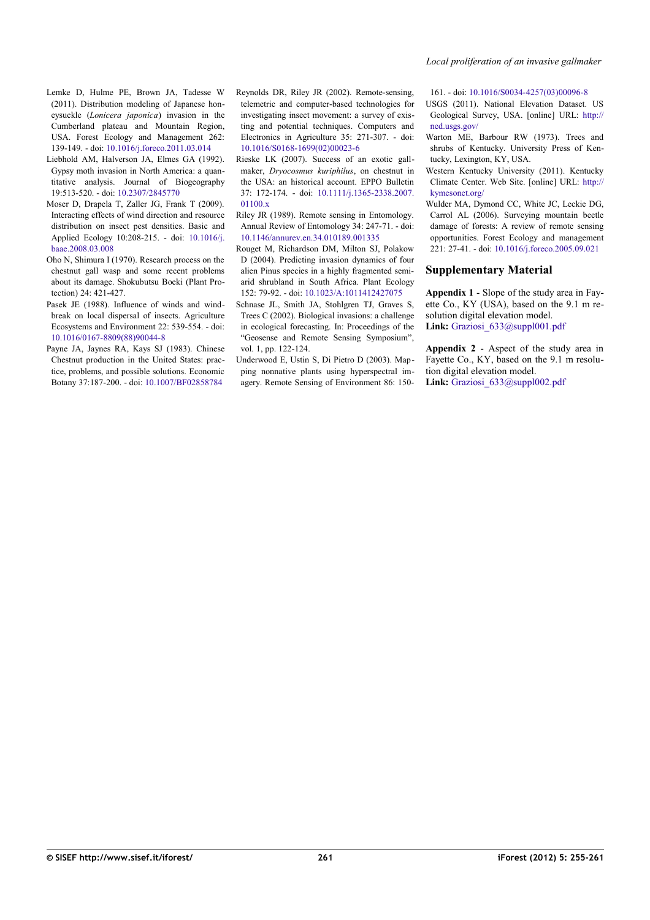Lemke D, Hulme PE, Brown JA, Tadesse W (2011). Distribution modeling of Japanese honeysuckle (*Lonicera japonica*) invasion in the Cumberland plateau and Mountain Region, USA. Forest Ecology and Management 262: 139-149. - doi: 10.1016/j.foreco.2011.03.014

Liebhold AM, Halverson JA, Elmes GA (1992). Gypsy moth invasion in North America: a quantitative analysis. Journal of Biogeography 19:513-520. - doi: 10.2307/2845770

Moser D, Drapela T, Zaller JG, Frank T (2009). Interacting effects of wind direction and resource distribution on insect pest densities. Basic and Applied Ecology 10:208-215. - doi: 10.1016/j.baae.2008.03.008

Oho N, Shimura I (1970). Research process on the chestnut gall wasp and some recent problems about its damage. Shokubutsu Boeki (Plant Protection) 24: 421-427.

Pasek JE (1988). Influence of winds and windbreak on local dispersal of insects. Agriculture Ecosystems and Environment 22: 539-554. - doi: 10.1016/0167-8809(88)90044-8

Payne JA, Jaynes RA, Kays SJ (1983). Chinese Chestnut production in the United States: practice, problems, and possible solutions. Economic Botany 37:187-200. - doi: 10.1007/BF02858784

Reynolds DR, Riley JR (2002). Remote-sensing, telemetric and computer-based technologies for investigating insect movement: a survey of existing and potential techniques. Computers and Electronics in Agriculture 35: 271-307. - doi: 10.1016/S0168-1699(02)00023-6

Rieske LK (2007). Success of an exotic gallmaker, *Dryocosmus kuriphilus*, on chestnut in the USA: an historical account. EPPO Bulletin 37: 172-174. - doi: 10.1111/j.1365-2338.2007.01100.x

Riley JR (1989). Remote sensing in Entomology. Annual Review of Entomology 34: 247-71. - doi: 10.1146/annurev.en.34.010189.001335

Rouget M, Richardson DM, Milton SJ, Polakow D (2004). Predicting invasion dynamics of four alien Pinus species in a highly fragmented semi-arid shrubland in South Africa. Plant Ecology 152: 79-92. - doi: 10.1023/A:1011412427075

Schnase JL, Smith JA, Stohlgren TJ, Graves S, Trees C (2002). Biological invasions: a challenge in ecological forecasting. In: Proceedings of the "Geosense and Remote Sensing Symposium", vol. 1, pp. 122-124.

Underwood E, Ustin S, Di Pietro D (2003). Mapping nonnative plants using hyperspectral imagery. Remote Sensing of Environment 86: 150-161. - doi: 10.1016/S0034-4257(03)00096-8

USGS (2011). National Elevation Dataset. US Geological Survey, USA. [online] URL: http://ned.usgs.gov/

Warton ME, Barbour RW (1973). Trees and shrubs of Kentucky. University Press of Kentucky, Lexington, KY, USA.

Western Kentucky University (2011). Kentucky Climate Center. Web Site. [online] URL: http://kymesonet.org/

Wulder MA, Dymond CC, White JC, Leckie DG, Carrol AL (2006). Surveying mountain beetle damage of forests: A review of remote sensing opportunities. Forest Ecology and management 221: 27-41. - doi: 10.1016/j.foreco.2005.09.021

## Supplementary Material

**Appendix 1** - Slope of the study area in Fayette Co., KY (USA), based on the 9.1 m resolution digital elevation model.
**Link:** Graziosi_633@suppl001.pdf

**Appendix 2** - Aspect of the study area in Fayette Co., KY, based on the 9.1 m resolution digital elevation model.
**Link:** Graziosi_633@suppl002.pdf